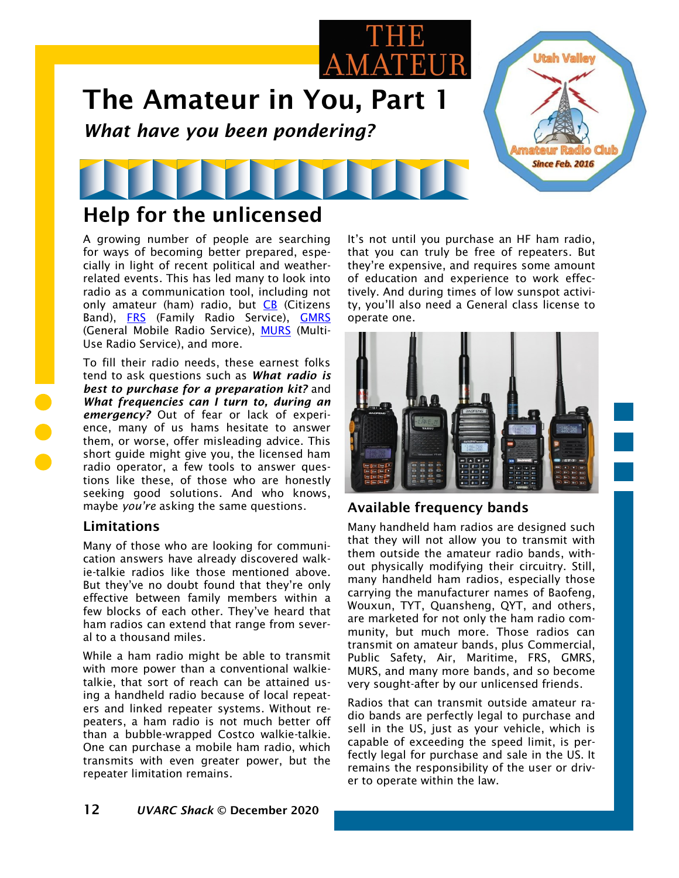# The Amateur in You, Part 1

*What have you been pondering?*

## Help for the unlicensed

A growing number of people are searching for ways of becoming better prepared, especially in light of recent political and weather-related events. This has led many to look into radio as a communication tool, including not only amateur (ham) radio, but CB (Citizens Band), FRS (Family Radio Service), GMRS (General Mobile Radio Service), MURS (Multi-Use Radio Service), and more.

To fill their radio needs, these earnest folks tend to ask questions such as ***What radio is best to purchase for a preparation kit?*** and ***What frequencies can I turn to, during an emergency?*** Out of fear or lack of experience, many of us hams hesitate to answer them, or worse, offer misleading advice. This short guide might give you, the licensed ham radio operator, a few tools to answer questions like these, of those who are honestly seeking good solutions. And who knows, maybe *you're* asking the same questions.

### Limitations

Many of those who are looking for communication answers have already discovered walkie-talkie radios like those mentioned above. But they've no doubt found that they're only effective between family members within a few blocks of each other. They've heard that ham radios can extend that range from several to a thousand miles.

While a ham radio might be able to transmit with more power than a conventional walkie-talkie, that sort of reach can be attained using a handheld radio because of local repeaters and linked repeater systems. Without repeaters, a ham radio is not much better off than a bubble-wrapped Costco walkie-talkie. One can purchase a mobile ham radio, which transmits with even greater power, but the repeater limitation remains.

It's not until you purchase an HF ham radio, that you can truly be free of repeaters. But they're expensive, and requires some amount of education and experience to work effectively. And during times of low sunspot activity, you'll also need a General class license to operate one.

### Available frequency bands

Many handheld ham radios are designed such that they will not allow you to transmit with them outside the amateur radio bands, without physically modifying their circuitry. Still, many handheld ham radios, especially those carrying the manufacturer names of Baofeng, Wouxun, TYT, Quansheng, QYT, and others, are marketed for not only the ham radio community, but much more. Those radios can transmit on amateur bands, plus Commercial, Public Safety, Air, Maritime, FRS, GMRS, MURS, and many more bands, and so become very sought-after by our unlicensed friends.

Radios that can transmit outside amateur radio bands are perfectly legal to purchase and sell in the US, just as your vehicle, which is capable of exceeding the speed limit, is perfectly legal for purchase and sale in the US. It remains the responsibility of the user or driver to operate within the law.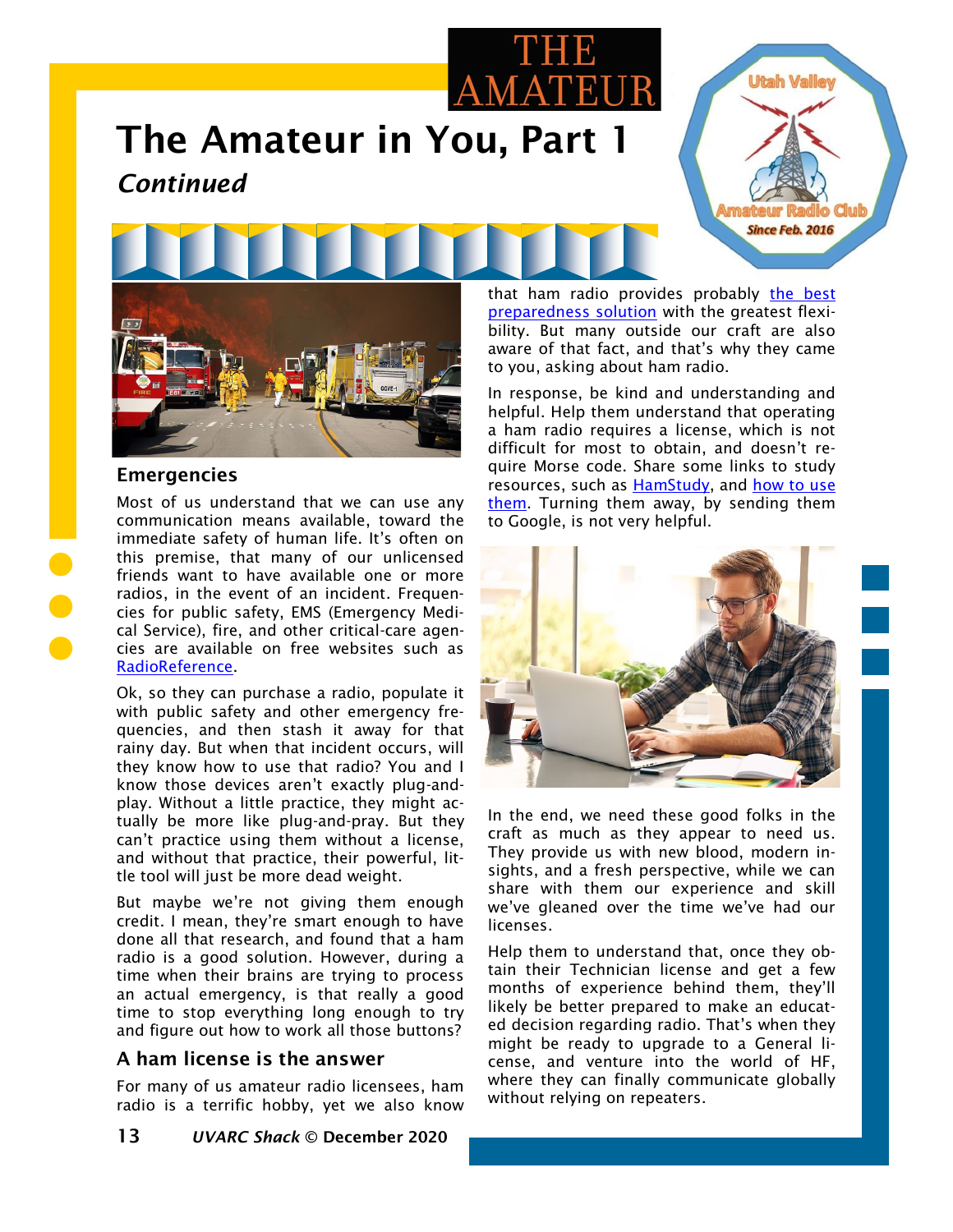# The Amateur in You, Part 1

## *Continued*

### Emergencies

Most of us understand that we can use any communication means available, toward the immediate safety of human life. It's often on this premise, that many of our unlicensed friends want to have available one or more radios, in the event of an incident. Frequencies for public safety, EMS (Emergency Medical Service), fire, and other critical-care agencies are available on free websites such as RadioReference.

Ok, so they can purchase a radio, populate it with public safety and other emergency frequencies, and then stash it away for that rainy day. But when that incident occurs, will they know how to use that radio? You and I know those devices aren't exactly plug-and-play. Without a little practice, they might actually be more like plug-and-pray. But they can't practice using them without a license, and without that practice, their powerful, little tool will just be more dead weight.

But maybe we're not giving them enough credit. I mean, they're smart enough to have done all that research, and found that a ham radio is a good solution. However, during a time when their brains are trying to process an actual emergency, is that really a good time to stop everything long enough to try and figure out how to work all those buttons?

### A ham license is the answer

For many of us amateur radio licensees, ham radio is a terrific hobby, yet we also know that ham radio provides probably the best preparedness solution with the greatest flexibility. But many outside our craft are also aware of that fact, and that's why they came to you, asking about ham radio.

In response, be kind and understanding and helpful. Help them understand that operating a ham radio requires a license, which is not difficult for most to obtain, and doesn't require Morse code. Share some links to study resources, such as HamStudy, and how to use them. Turning them away, by sending them to Google, is not very helpful.

In the end, we need these good folks in the craft as much as they appear to need us. They provide us with new blood, modern insights, and a fresh perspective, while we can share with them our experience and skill we've gleaned over the time we've had our licenses.

Help them to understand that, once they obtain their Technician license and get a few months of experience behind them, they'll likely be better prepared to make an educated decision regarding radio. That's when they might be ready to upgrade to a General license, and venture into the world of HF, where they can finally communicate globally without relying on repeaters.